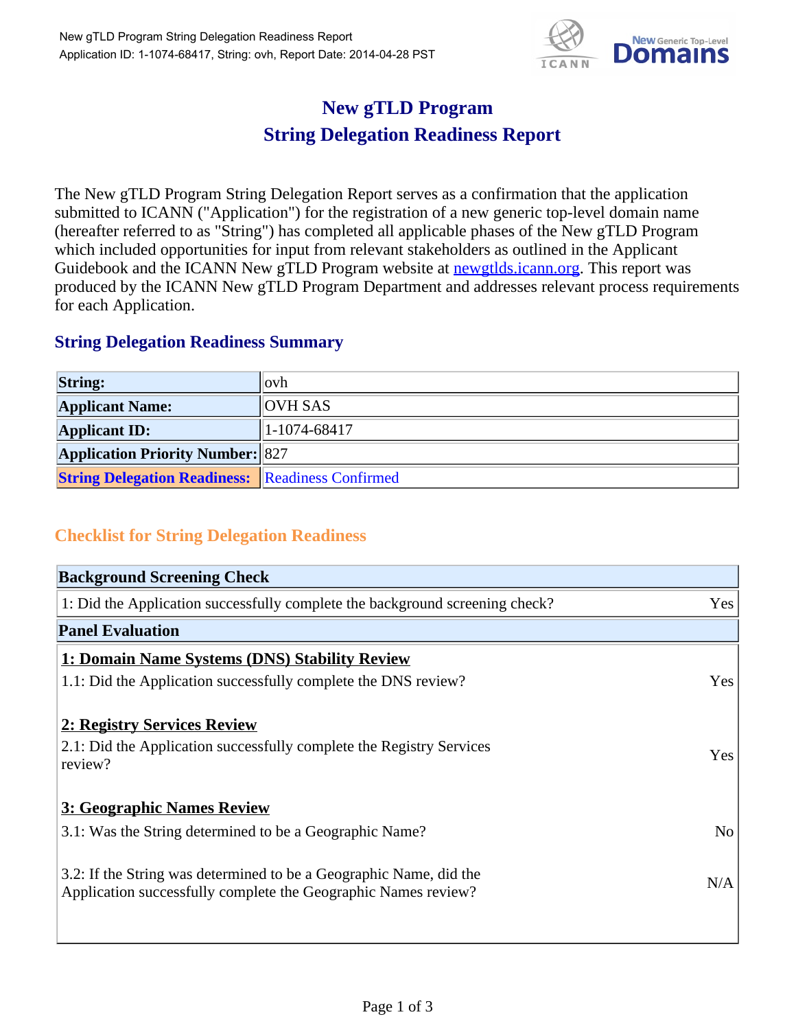# New gTLD Program
# String Delegation Readiness Report

The New gTLD Program String Delegation Report serves as a confirmation that the application submitted to ICANN ("Application") for the registration of a new generic top-level domain name (hereafter referred to as "String") has completed all applicable phases of the New gTLD Program which included opportunities for input from relevant stakeholders as outlined in the Applicant Guidebook and the ICANN New gTLD Program website at newgtlds.icann.org. This report was produced by the ICANN New gTLD Program Department and addresses relevant process requirements for each Application.

## String Delegation Readiness Summary

| | |
|---|---|
| **String:** | ovh |
| **Applicant Name:** | OVH SAS |
| **Applicant ID:** | 1-1074-68417 |
| **Application Priority Number:** | 827 |
| **String Delegation Readiness:** | Readiness Confirmed |

## Checklist for String Delegation Readiness

| **Background Screening Check** | |
|---|---|
| 1: Did the Application successfully complete the background screening check? | Yes |
| **Panel Evaluation** | |
| **1: Domain Name Systems (DNS) Stability Review** | |
| 1.1: Did the Application successfully complete the DNS review? | Yes |
| **2: Registry Services Review** | |
| 2.1: Did the Application successfully complete the Registry Services review? | Yes |
| **3: Geographic Names Review** | |
| 3.1: Was the String determined to be a Geographic Name? | No |
| 3.2: If the String was determined to be a Geographic Name, did the Application successfully complete the Geographic Names review? | N/A |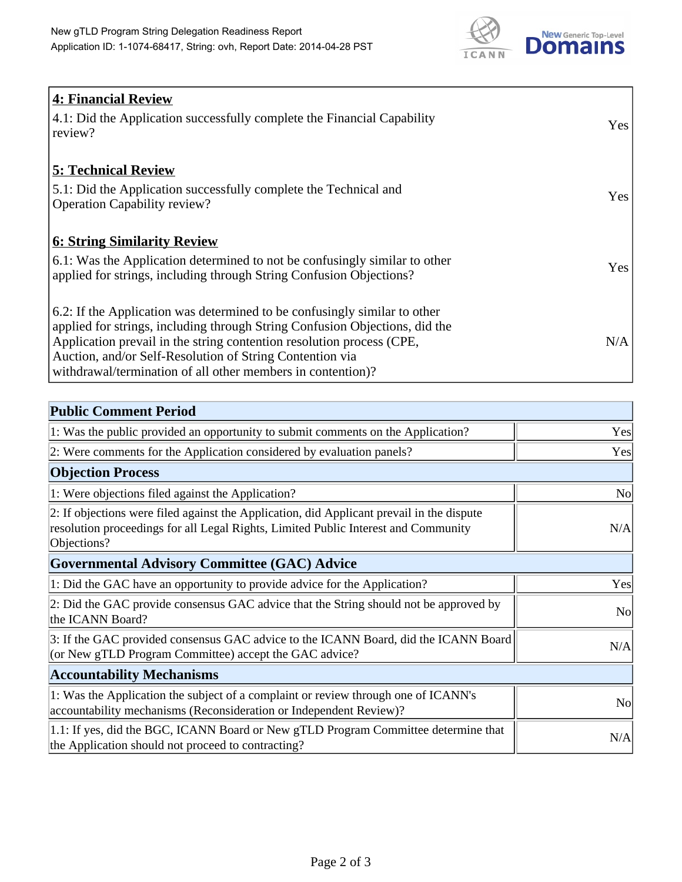## 4: Financial Review

| | |
|---|---|
| 4.1: Did the Application successfully complete the Financial Capability review? | Yes |

## 5: Technical Review

| | |
|---|---|
| 5.1: Did the Application successfully complete the Technical and Operation Capability review? | Yes |

## 6: String Similarity Review

| | |
|---|---|
| 6.1: Was the Application determined to not be confusingly similar to other applied for strings, including through String Confusion Objections? | Yes |
| 6.2: If the Application was determined to be confusingly similar to other applied for strings, including through String Confusion Objections, did the Application prevail in the string contention resolution process (CPE, Auction, and/or Self-Resolution of String Contention via withdrawal/termination of all other members in contention)? | N/A |

| Public Comment Period | |
|---|---|
| 1: Was the public provided an opportunity to submit comments on the Application? | Yes |
| 2: Were comments for the Application considered by evaluation panels? | Yes |
| **Objection Process** | |
| 1: Were objections filed against the Application? | No |
| 2: If objections were filed against the Application, did Applicant prevail in the dispute resolution proceedings for all Legal Rights, Limited Public Interest and Community Objections? | N/A |
| **Governmental Advisory Committee (GAC) Advice** | |
| 1: Did the GAC have an opportunity to provide advice for the Application? | Yes |
| 2: Did the GAC provide consensus GAC advice that the String should not be approved by the ICANN Board? | No |
| 3: If the GAC provided consensus GAC advice to the ICANN Board, did the ICANN Board (or New gTLD Program Committee) accept the GAC advice? | N/A |
| **Accountability Mechanisms** | |
| 1: Was the Application the subject of a complaint or review through one of ICANN's accountability mechanisms (Reconsideration or Independent Review)? | No |
| 1.1: If yes, did the BGC, ICANN Board or New gTLD Program Committee determine that the Application should not proceed to contracting? | N/A |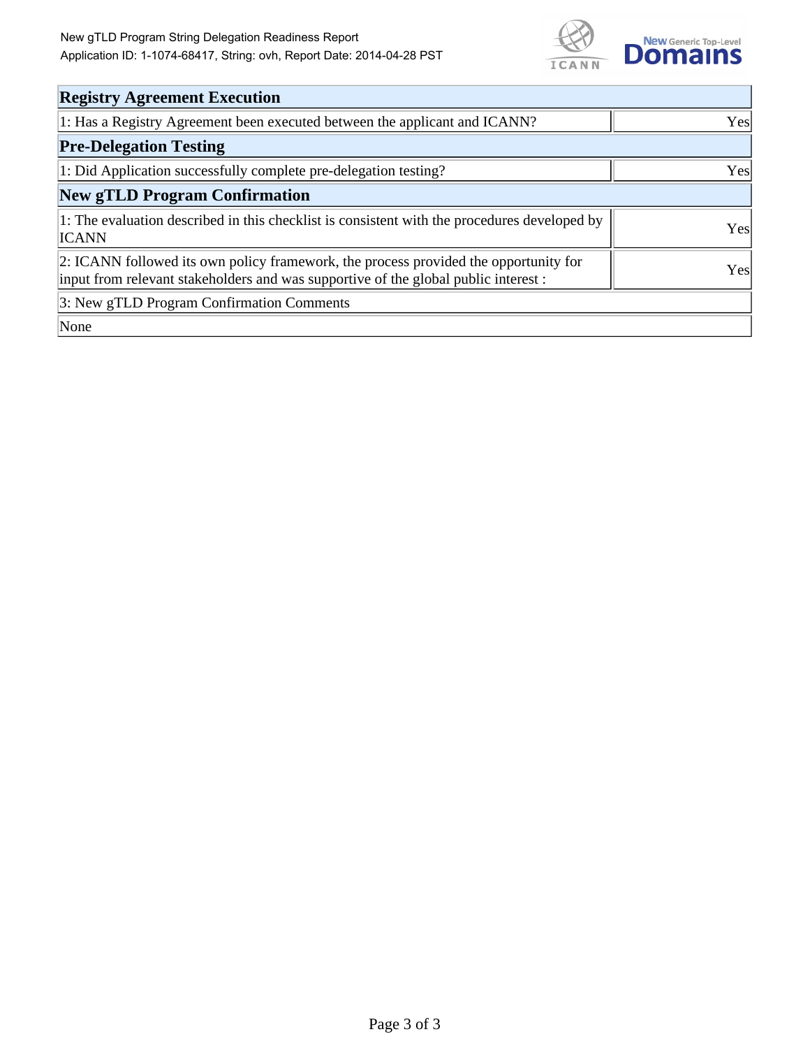| Registry Agreement Execution | |
| --- | --- |
| 1: Has a Registry Agreement been executed between the applicant and ICANN? | Yes |

| Pre-Delegation Testing | |
| --- | --- |
| 1: Did Application successfully complete pre-delegation testing? | Yes |

| New gTLD Program Confirmation | |
| --- | --- |
| 1: The evaluation described in this checklist is consistent with the procedures developed by ICANN | Yes |
| 2: ICANN followed its own policy framework, the process provided the opportunity for input from relevant stakeholders and was supportive of the global public interest : | Yes |
| 3: New gTLD Program Confirmation Comments | |
| None | |